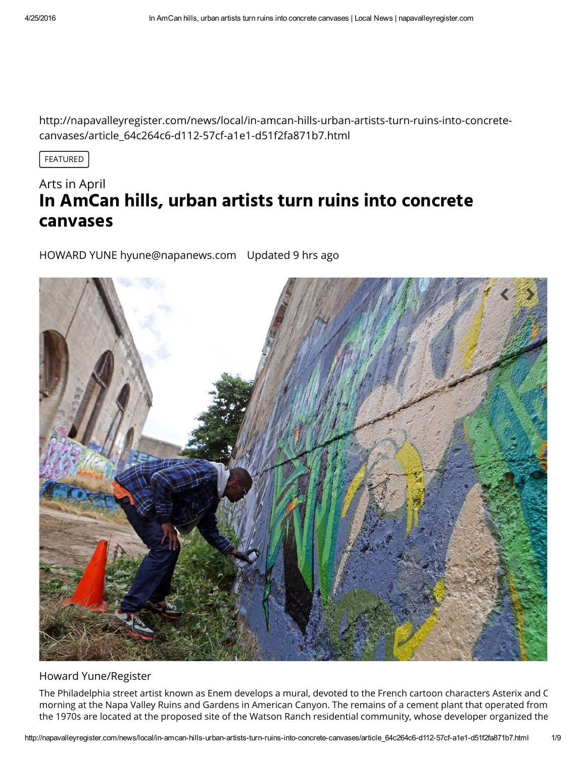http://napavalleyregister.com/news/local/in-amcan-hills-urban-artists-turn-ruins-into-concrete-canvases/article_64c264c6-d112-57cf-a1e1-d51f2fa871b7.html

FEATURED

Arts in April

# In AmCan hills, urban artists turn ruins into concrete canvases

HOWARD YUNE hyune@napanews.com Updated 9 hrs ago

Howard Yune/Register

The Philadelphia street artist known as Enem develops a mural, devoted to the French cartoon characters Asterix and C
morning at the Napa Valley Ruins and Gardens in American Canyon. The remains of a cement plant that operated from
the 1970s are located at the proposed site of the Watson Ranch residential community, whose developer organized the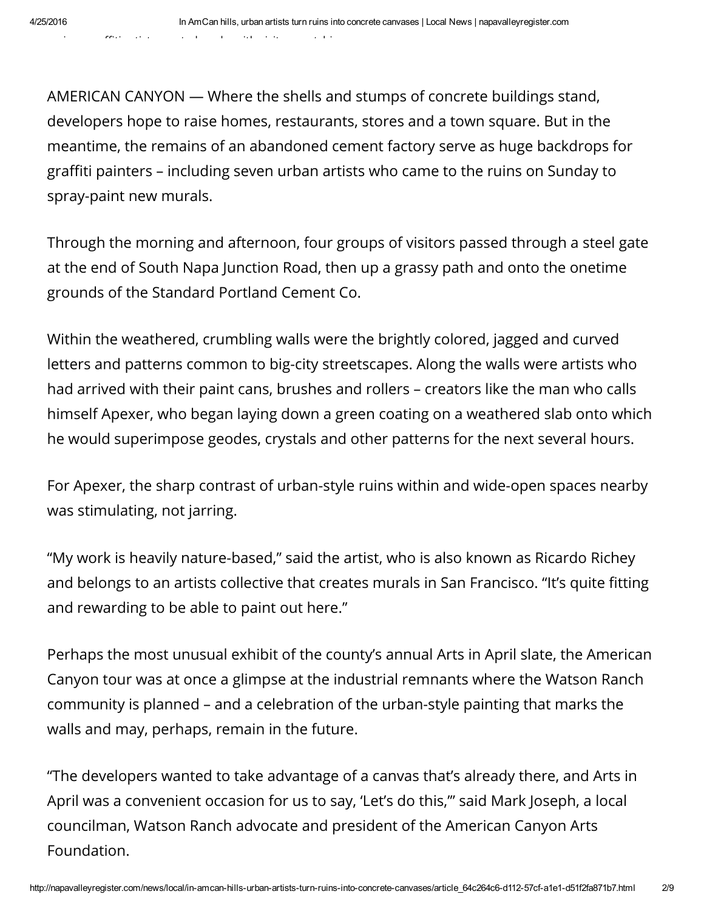AMERICAN CANYON — Where the shells and stumps of concrete buildings stand, developers hope to raise homes, restaurants, stores and a town square. But in the meantime, the remains of an abandoned cement factory serve as huge backdrops for graffiti painters – including seven urban artists who came to the ruins on Sunday to spray-paint new murals.

Through the morning and afternoon, four groups of visitors passed through a steel gate at the end of South Napa Junction Road, then up a grassy path and onto the onetime grounds of the Standard Portland Cement Co.

Within the weathered, crumbling walls were the brightly colored, jagged and curved letters and patterns common to big-city streetscapes. Along the walls were artists who had arrived with their paint cans, brushes and rollers – creators like the man who calls himself Apexer, who began laying down a green coating on a weathered slab onto which he would superimpose geodes, crystals and other patterns for the next several hours.

For Apexer, the sharp contrast of urban-style ruins within and wide-open spaces nearby was stimulating, not jarring.

"My work is heavily nature-based," said the artist, who is also known as Ricardo Richey and belongs to an artists collective that creates murals in San Francisco. "It's quite fitting and rewarding to be able to paint out here."

Perhaps the most unusual exhibit of the county's annual Arts in April slate, the American Canyon tour was at once a glimpse at the industrial remnants where the Watson Ranch community is planned – and a celebration of the urban-style painting that marks the walls and may, perhaps, remain in the future.

"The developers wanted to take advantage of a canvas that's already there, and Arts in April was a convenient occasion for us to say, 'Let's do this,'" said Mark Joseph, a local councilman, Watson Ranch advocate and president of the American Canyon Arts Foundation.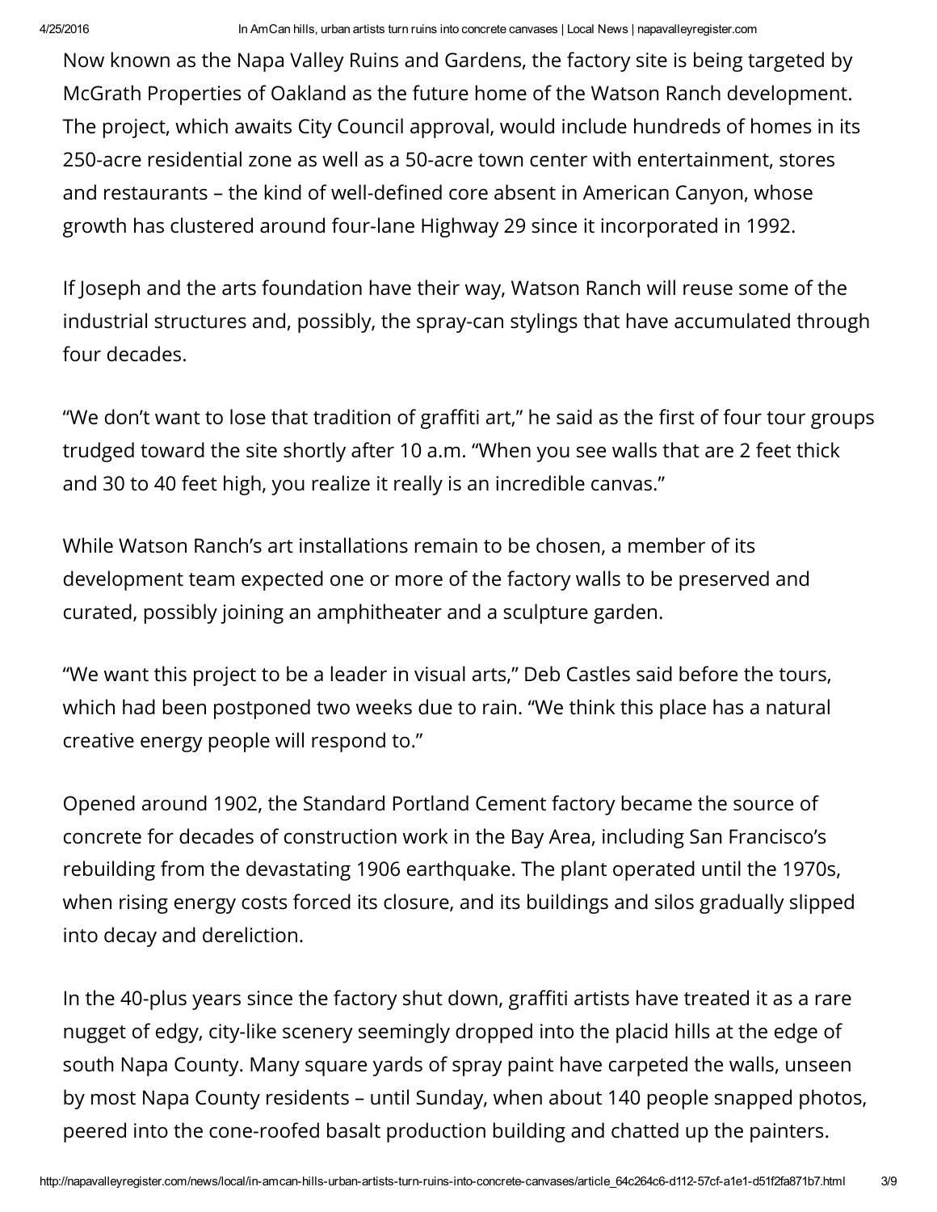Now known as the Napa Valley Ruins and Gardens, the factory site is being targeted by McGrath Properties of Oakland as the future home of the Watson Ranch development. The project, which awaits City Council approval, would include hundreds of homes in its 250-acre residential zone as well as a 50-acre town center with entertainment, stores and restaurants – the kind of well-defined core absent in American Canyon, whose growth has clustered around four-lane Highway 29 since it incorporated in 1992.

If Joseph and the arts foundation have their way, Watson Ranch will reuse some of the industrial structures and, possibly, the spray-can stylings that have accumulated through four decades.

"We don't want to lose that tradition of graffiti art," he said as the first of four tour groups trudged toward the site shortly after 10 a.m. "When you see walls that are 2 feet thick and 30 to 40 feet high, you realize it really is an incredible canvas."

While Watson Ranch's art installations remain to be chosen, a member of its development team expected one or more of the factory walls to be preserved and curated, possibly joining an amphitheater and a sculpture garden.

"We want this project to be a leader in visual arts," Deb Castles said before the tours, which had been postponed two weeks due to rain. "We think this place has a natural creative energy people will respond to."

Opened around 1902, the Standard Portland Cement factory became the source of concrete for decades of construction work in the Bay Area, including San Francisco's rebuilding from the devastating 1906 earthquake. The plant operated until the 1970s, when rising energy costs forced its closure, and its buildings and silos gradually slipped into decay and dereliction.

In the 40-plus years since the factory shut down, graffiti artists have treated it as a rare nugget of edgy, city-like scenery seemingly dropped into the placid hills at the edge of south Napa County. Many square yards of spray paint have carpeted the walls, unseen by most Napa County residents – until Sunday, when about 140 people snapped photos, peered into the cone-roofed basalt production building and chatted up the painters.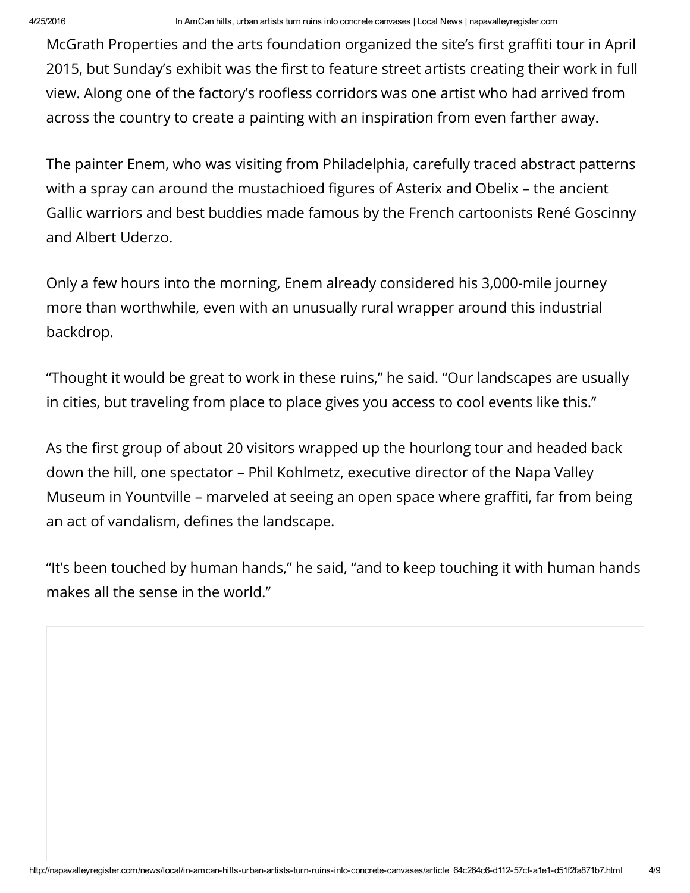McGrath Properties and the arts foundation organized the site's first graffiti tour in April 2015, but Sunday's exhibit was the first to feature street artists creating their work in full view. Along one of the factory's roofless corridors was one artist who had arrived from across the country to create a painting with an inspiration from even farther away.

The painter Enem, who was visiting from Philadelphia, carefully traced abstract patterns with a spray can around the mustachioed figures of Asterix and Obelix – the ancient Gallic warriors and best buddies made famous by the French cartoonists René Goscinny and Albert Uderzo.

Only a few hours into the morning, Enem already considered his 3,000-mile journey more than worthwhile, even with an unusually rural wrapper around this industrial backdrop.

"Thought it would be great to work in these ruins," he said. "Our landscapes are usually in cities, but traveling from place to place gives you access to cool events like this."

As the first group of about 20 visitors wrapped up the hourlong tour and headed back down the hill, one spectator – Phil Kohlmetz, executive director of the Napa Valley Museum in Yountville – marveled at seeing an open space where graffiti, far from being an act of vandalism, defines the landscape.

"It's been touched by human hands," he said, "and to keep touching it with human hands makes all the sense in the world."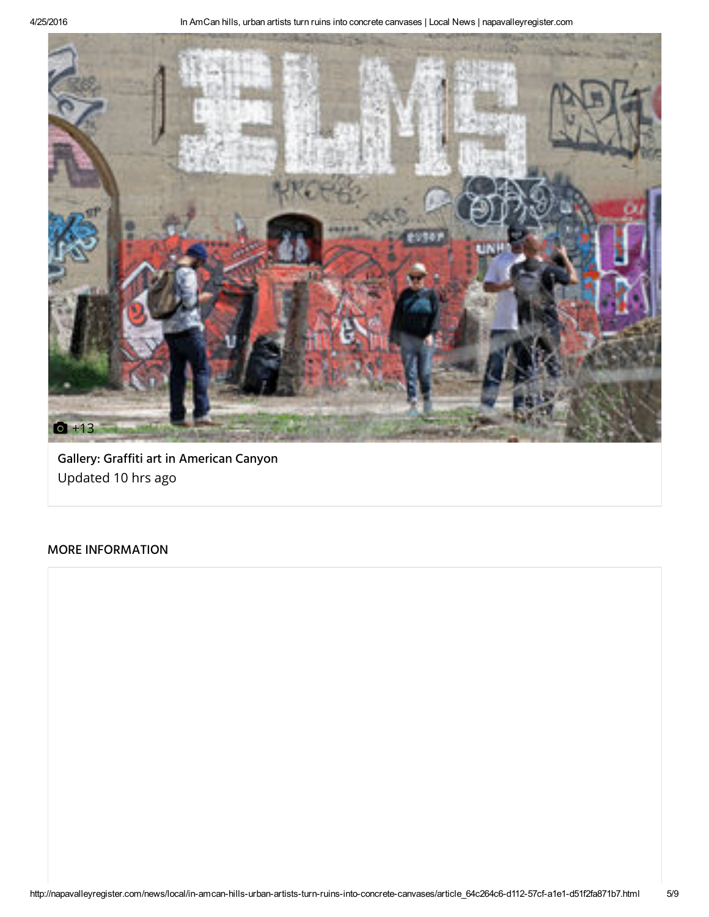+13

Gallery: Graffiti art in American Canyon

Updated 10 hrs ago

## MORE INFORMATION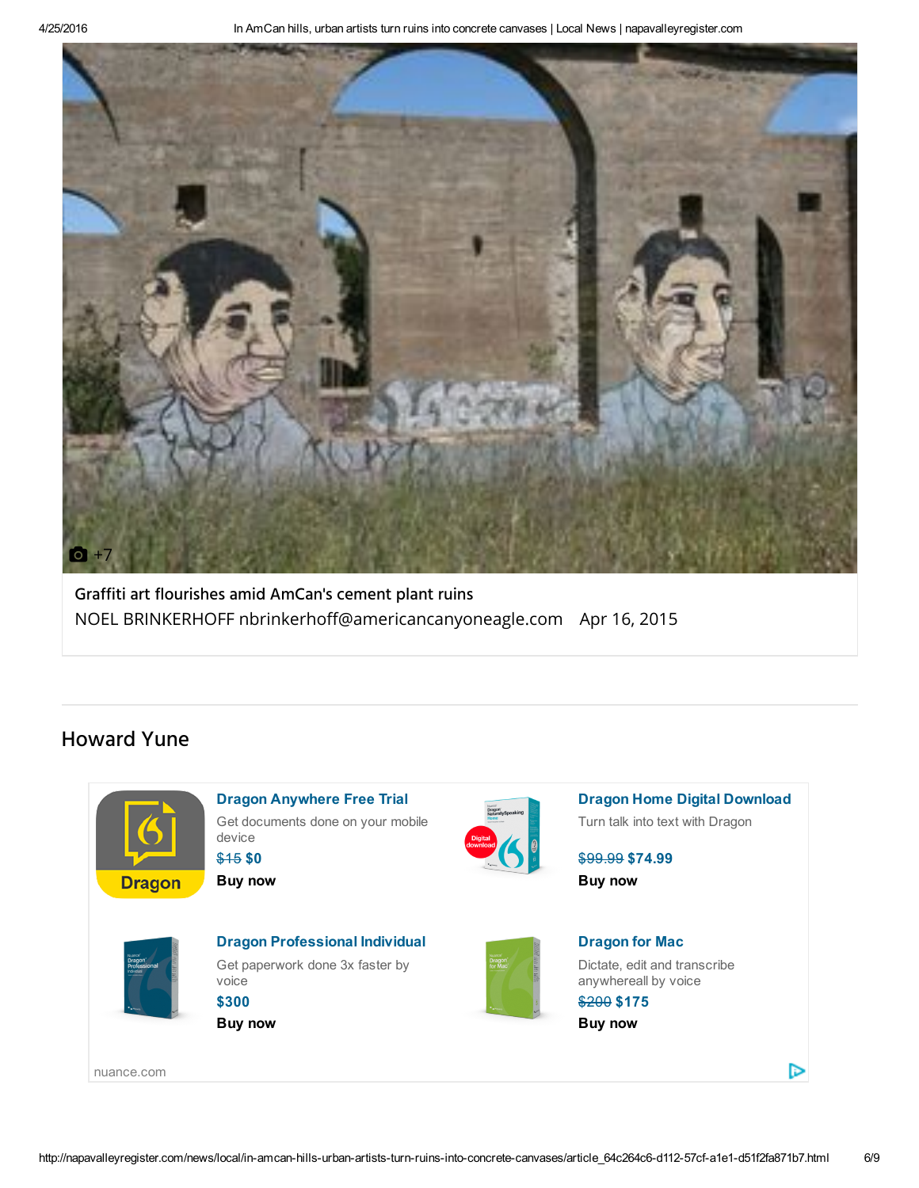+7

Graffiti art flourishes amid AmCan's cement plant ruins

NOEL BRINKERHOFF nbrinkerhoff@americancanyoneagle.com   Apr 16, 2015

## Howard Yune

**Dragon Anywhere Free Trial**

Get documents done on your mobile device

~~$15~~ $0

Buy now

**Dragon Home Digital Download**

Turn talk into text with Dragon

~~$99.99~~ $74.99

Buy now

**Dragon Professional Individual**

Get paperwork done 3x faster by voice

$300

Buy now

**Dragon for Mac**

Dictate, edit and transcribe anywhereall by voice

~~$200~~ $175

Buy now

nuance.com